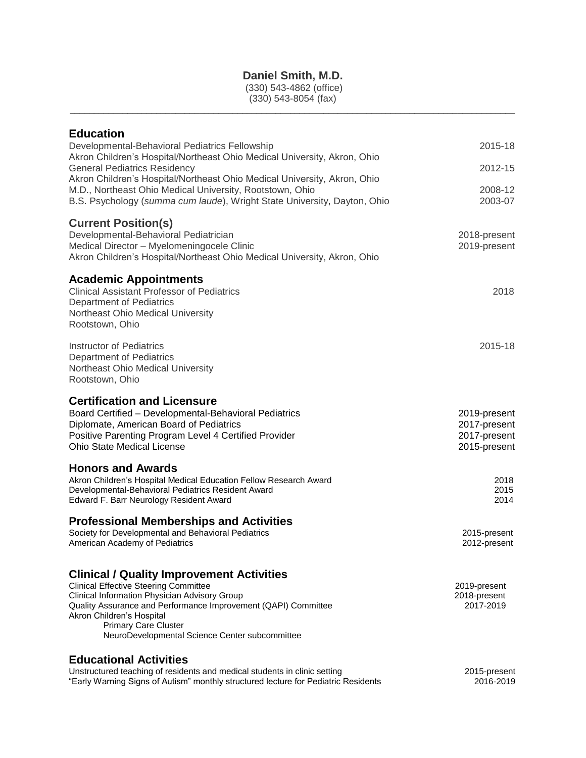# Daniel Smith, M.D.

(330) 543-4862 (office)
(330) 543-8054 (fax)

---

## Education

Developmental-Behavioral Pediatrics Fellowship — 2015-18
Akron Children's Hospital/Northeast Ohio Medical University, Akron, Ohio

General Pediatrics Residency — 2012-15
Akron Children's Hospital/Northeast Ohio Medical University, Akron, Ohio

M.D., Northeast Ohio Medical University, Rootstown, Ohio — 2008-12

B.S. Psychology (*summa cum laude*), Wright State University, Dayton, Ohio — 2003-07

## Current Position(s)

Developmental-Behavioral Pediatrician — 2018-present
Medical Director – Myelomeningocele Clinic — 2019-present
Akron Children's Hospital/Northeast Ohio Medical University, Akron, Ohio

## Academic Appointments

Clinical Assistant Professor of Pediatrics — 2018
Department of Pediatrics
Northeast Ohio Medical University
Rootstown, Ohio

Instructor of Pediatrics — 2015-18
Department of Pediatrics
Northeast Ohio Medical University
Rootstown, Ohio

## Certification and Licensure

Board Certified – Developmental-Behavioral Pediatrics — 2019-present
Diplomate, American Board of Pediatrics — 2017-present
Positive Parenting Program Level 4 Certified Provider — 2017-present
Ohio State Medical License — 2015-present

## Honors and Awards

Akron Children's Hospital Medical Education Fellow Research Award — 2018
Developmental-Behavioral Pediatrics Resident Award — 2015
Edward F. Barr Neurology Resident Award — 2014

## Professional Memberships and Activities

Society for Developmental and Behavioral Pediatrics — 2015-present
American Academy of Pediatrics — 2012-present

## Clinical / Quality Improvement Activities

Clinical Effective Steering Committee — 2019-present
Clinical Information Physician Advisory Group — 2018-present
Quality Assurance and Performance Improvement (QAPI) Committee — 2017-2019
Akron Children's Hospital
- Primary Care Cluster
- NeuroDevelopmental Science Center subcommittee

## Educational Activities

Unstructured teaching of residents and medical students in clinic setting — 2015-present
"Early Warning Signs of Autism" monthly structured lecture for Pediatric Residents — 2016-2019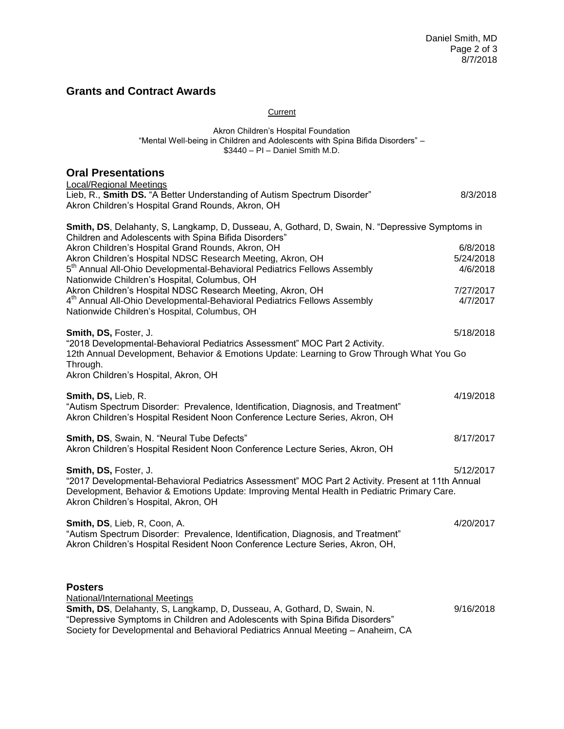## Grants and Contract Awards

Current

Akron Children's Hospital Foundation
"Mental Well-being in Children and Adolescents with Spina Bifida Disorders" –
$3440 – PI – Daniel Smith M.D.

## Oral Presentations

Local/Regional Meetings

Lieb, R., **Smith DS.** "A Better Understanding of Autism Spectrum Disorder" 8/3/2018
Akron Children's Hospital Grand Rounds, Akron, OH

**Smith, DS**, Delahanty, S, Langkamp, D, Dusseau, A, Gothard, D, Swain, N. "Depressive Symptoms in Children and Adolescents with Spina Bifida Disorders"
Akron Children's Hospital Grand Rounds, Akron, OH 6/8/2018
Akron Children's Hospital NDSC Research Meeting, Akron, OH 5/24/2018
5th Annual All-Ohio Developmental-Behavioral Pediatrics Fellows Assembly 4/6/2018
Nationwide Children's Hospital, Columbus, OH
Akron Children's Hospital NDSC Research Meeting, Akron, OH 7/27/2017
4th Annual All-Ohio Developmental-Behavioral Pediatrics Fellows Assembly 4/7/2017
Nationwide Children's Hospital, Columbus, OH

**Smith, DS,** Foster, J. 5/18/2018
"2018 Developmental-Behavioral Pediatrics Assessment" MOC Part 2 Activity.
12th Annual Development, Behavior & Emotions Update: Learning to Grow Through What You Go Through.
Akron Children's Hospital, Akron, OH

**Smith, DS,** Lieb, R. 4/19/2018
"Autism Spectrum Disorder: Prevalence, Identification, Diagnosis, and Treatment"
Akron Children's Hospital Resident Noon Conference Lecture Series, Akron, OH

**Smith, DS**, Swain, N. "Neural Tube Defects" 8/17/2017
Akron Children's Hospital Resident Noon Conference Lecture Series, Akron, OH

**Smith, DS,** Foster, J. 5/12/2017
"2017 Developmental-Behavioral Pediatrics Assessment" MOC Part 2 Activity. Present at 11th Annual Development, Behavior & Emotions Update: Improving Mental Health in Pediatric Primary Care.
Akron Children's Hospital, Akron, OH

**Smith, DS**, Lieb, R, Coon, A. 4/20/2017
"Autism Spectrum Disorder: Prevalence, Identification, Diagnosis, and Treatment"
Akron Children's Hospital Resident Noon Conference Lecture Series, Akron, OH,

## Posters

National/International Meetings

**Smith, DS**, Delahanty, S, Langkamp, D, Dusseau, A, Gothard, D, Swain, N. 9/16/2018
"Depressive Symptoms in Children and Adolescents with Spina Bifida Disorders"
Society for Developmental and Behavioral Pediatrics Annual Meeting – Anaheim, CA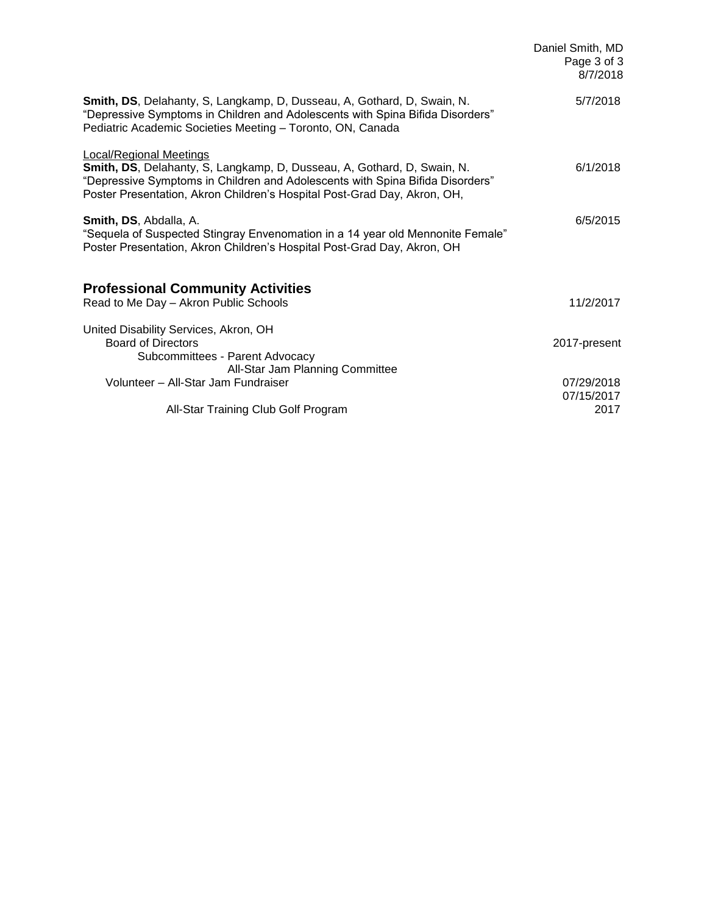**Smith, DS**, Delahanty, S, Langkamp, D, Dusseau, A, Gothard, D, Swain, N. 5/7/2018
"Depressive Symptoms in Children and Adolescents with Spina Bifida Disorders"
Pediatric Academic Societies Meeting – Toronto, ON, Canada

Local/Regional Meetings

**Smith, DS**, Delahanty, S, Langkamp, D, Dusseau, A, Gothard, D, Swain, N. 6/1/2018
"Depressive Symptoms in Children and Adolescents with Spina Bifida Disorders"
Poster Presentation, Akron Children's Hospital Post-Grad Day, Akron, OH,

**Smith, DS**, Abdalla, A. 6/5/2015
"Sequela of Suspected Stingray Envenomation in a 14 year old Mennonite Female"
Poster Presentation, Akron Children's Hospital Post-Grad Day, Akron, OH

## Professional Community Activities

Read to Me Day – Akron Public Schools 11/2/2017

United Disability Services, Akron, OH

- Board of Directors 2017-present
  - Subcommittees - Parent Advocacy
    - All-Star Jam Planning Committee
- Volunteer – All-Star Jam Fundraiser 07/29/2018, 07/15/2017
  - All-Star Training Club Golf Program 2017